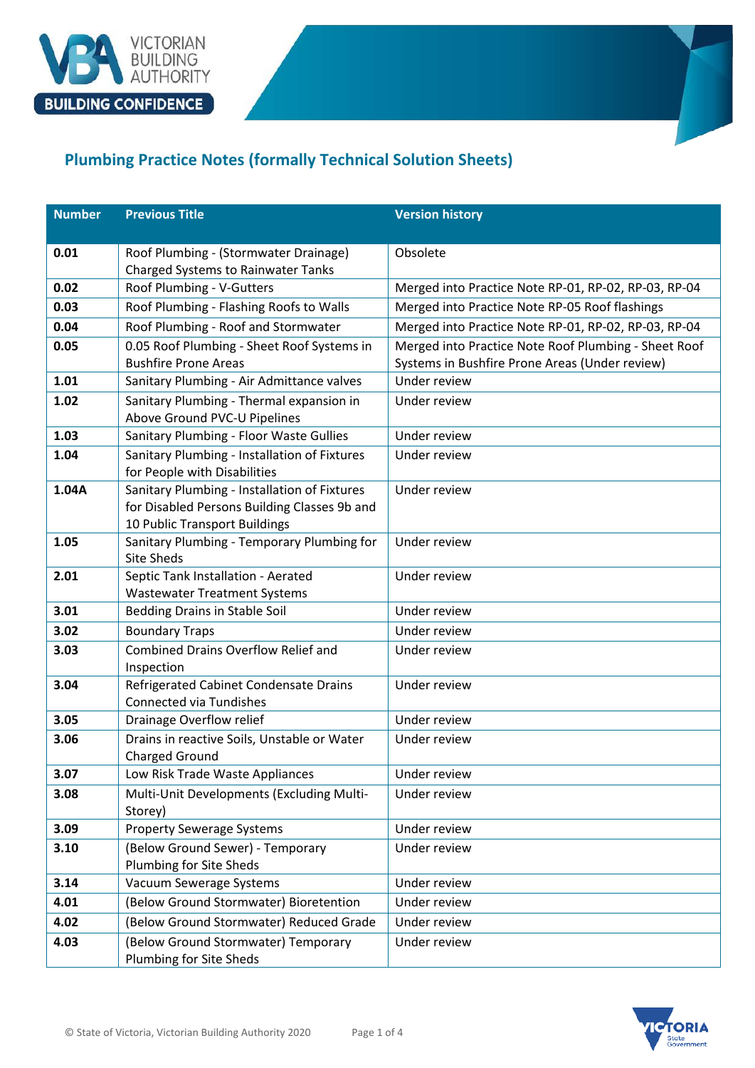## Plumbing Practice Notes (formally Technical Solution Sheets)

| Number | Previous Title | Version history |
|---|---|---|
| **0.01** | Roof Plumbing - (Stormwater Drainage) Charged Systems to Rainwater Tanks | Obsolete |
| **0.02** | Roof Plumbing - V-Gutters | Merged into Practice Note RP-01, RP-02, RP-03, RP-04 |
| **0.03** | Roof Plumbing - Flashing Roofs to Walls | Merged into Practice Note RP-05 Roof flashings |
| **0.04** | Roof Plumbing - Roof and Stormwater | Merged into Practice Note RP-01, RP-02, RP-03, RP-04 |
| **0.05** | 0.05 Roof Plumbing - Sheet Roof Systems in Bushfire Prone Areas | Merged into Practice Note Roof Plumbing - Sheet Roof Systems in Bushfire Prone Areas (Under review) |
| **1.01** | Sanitary Plumbing - Air Admittance valves | Under review |
| **1.02** | Sanitary Plumbing - Thermal expansion in Above Ground PVC-U Pipelines | Under review |
| **1.03** | Sanitary Plumbing - Floor Waste Gullies | Under review |
| **1.04** | Sanitary Plumbing - Installation of Fixtures for People with Disabilities | Under review |
| **1.04A** | Sanitary Plumbing - Installation of Fixtures for Disabled Persons Building Classes 9b and 10 Public Transport Buildings | Under review |
| **1.05** | Sanitary Plumbing - Temporary Plumbing for Site Sheds | Under review |
| **2.01** | Septic Tank Installation - Aerated Wastewater Treatment Systems | Under review |
| **3.01** | Bedding Drains in Stable Soil | Under review |
| **3.02** | Boundary Traps | Under review |
| **3.03** | Combined Drains Overflow Relief and Inspection | Under review |
| **3.04** | Refrigerated Cabinet Condensate Drains Connected via Tundishes | Under review |
| **3.05** | Drainage Overflow relief | Under review |
| **3.06** | Drains in reactive Soils, Unstable or Water Charged Ground | Under review |
| **3.07** | Low Risk Trade Waste Appliances | Under review |
| **3.08** | Multi-Unit Developments (Excluding Multi-Storey) | Under review |
| **3.09** | Property Sewerage Systems | Under review |
| **3.10** | (Below Ground Sewer) - Temporary Plumbing for Site Sheds | Under review |
| **3.14** | Vacuum Sewerage Systems | Under review |
| **4.01** | (Below Ground Stormwater) Bioretention | Under review |
| **4.02** | (Below Ground Stormwater) Reduced Grade | Under review |
| **4.03** | (Below Ground Stormwater) Temporary Plumbing for Site Sheds | Under review |

© State of Victoria, Victorian Building Authority 2020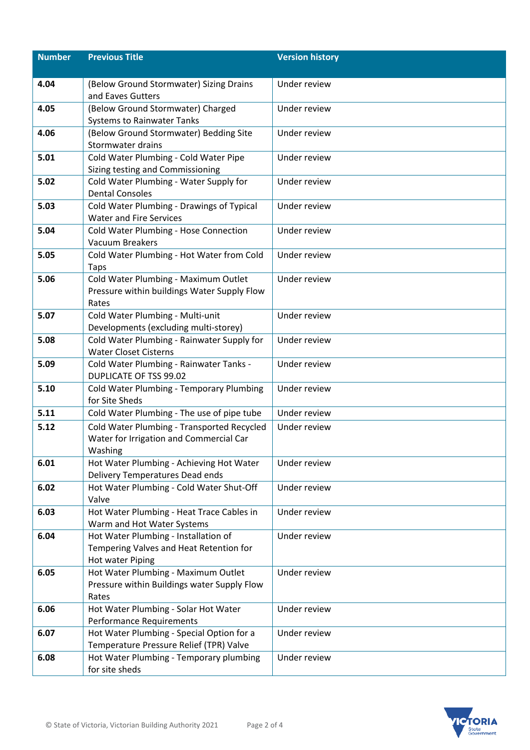| Number | Previous Title | Version history |
|---|---|---|
| **4.04** | (Below Ground Stormwater) Sizing Drains and Eaves Gutters | Under review |
| **4.05** | (Below Ground Stormwater) Charged Systems to Rainwater Tanks | Under review |
| **4.06** | (Below Ground Stormwater) Bedding Site Stormwater drains | Under review |
| **5.01** | Cold Water Plumbing - Cold Water Pipe Sizing testing and Commissioning | Under review |
| **5.02** | Cold Water Plumbing - Water Supply for Dental Consoles | Under review |
| **5.03** | Cold Water Plumbing - Drawings of Typical Water and Fire Services | Under review |
| **5.04** | Cold Water Plumbing - Hose Connection Vacuum Breakers | Under review |
| **5.05** | Cold Water Plumbing - Hot Water from Cold Taps | Under review |
| **5.06** | Cold Water Plumbing - Maximum Outlet Pressure within buildings Water Supply Flow Rates | Under review |
| **5.07** | Cold Water Plumbing - Multi-unit Developments (excluding multi-storey) | Under review |
| **5.08** | Cold Water Plumbing - Rainwater Supply for Water Closet Cisterns | Under review |
| **5.09** | Cold Water Plumbing - Rainwater Tanks - DUPLICATE OF TSS 99.02 | Under review |
| **5.10** | Cold Water Plumbing - Temporary Plumbing for Site Sheds | Under review |
| **5.11** | Cold Water Plumbing - The use of pipe tube | Under review |
| **5.12** | Cold Water Plumbing - Transported Recycled Water for Irrigation and Commercial Car Washing | Under review |
| **6.01** | Hot Water Plumbing - Achieving Hot Water Delivery Temperatures Dead ends | Under review |
| **6.02** | Hot Water Plumbing - Cold Water Shut-Off Valve | Under review |
| **6.03** | Hot Water Plumbing - Heat Trace Cables in Warm and Hot Water Systems | Under review |
| **6.04** | Hot Water Plumbing - Installation of Tempering Valves and Heat Retention for Hot water Piping | Under review |
| **6.05** | Hot Water Plumbing - Maximum Outlet Pressure within Buildings water Supply Flow Rates | Under review |
| **6.06** | Hot Water Plumbing - Solar Hot Water Performance Requirements | Under review |
| **6.07** | Hot Water Plumbing - Special Option for a Temperature Pressure Relief (TPR) Valve | Under review |
| **6.08** | Hot Water Plumbing - Temporary plumbing for site sheds | Under review |

© State of Victoria, Victorian Building Authority 2021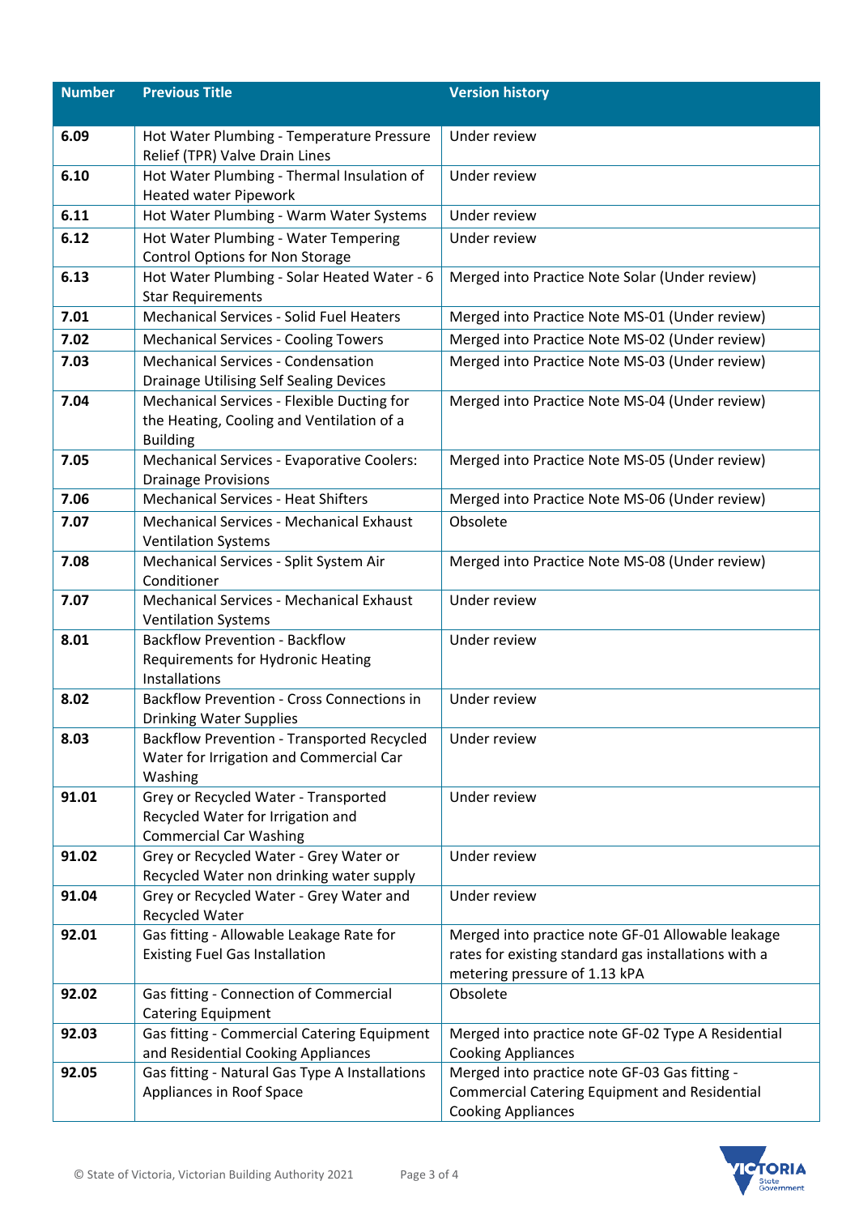| Number | Previous Title | Version history |
|---|---|---|
| **6.09** | Hot Water Plumbing - Temperature Pressure Relief (TPR) Valve Drain Lines | Under review |
| **6.10** | Hot Water Plumbing - Thermal Insulation of Heated water Pipework | Under review |
| **6.11** | Hot Water Plumbing - Warm Water Systems | Under review |
| **6.12** | Hot Water Plumbing - Water Tempering Control Options for Non Storage | Under review |
| **6.13** | Hot Water Plumbing - Solar Heated Water - 6 Star Requirements | Merged into Practice Note Solar (Under review) |
| **7.01** | Mechanical Services - Solid Fuel Heaters | Merged into Practice Note MS-01 (Under review) |
| **7.02** | Mechanical Services - Cooling Towers | Merged into Practice Note MS-02 (Under review) |
| **7.03** | Mechanical Services - Condensation Drainage Utilising Self Sealing Devices | Merged into Practice Note MS-03 (Under review) |
| **7.04** | Mechanical Services - Flexible Ducting for the Heating, Cooling and Ventilation of a Building | Merged into Practice Note MS-04 (Under review) |
| **7.05** | Mechanical Services - Evaporative Coolers: Drainage Provisions | Merged into Practice Note MS-05 (Under review) |
| **7.06** | Mechanical Services - Heat Shifters | Merged into Practice Note MS-06 (Under review) |
| **7.07** | Mechanical Services - Mechanical Exhaust Ventilation Systems | Obsolete |
| **7.08** | Mechanical Services - Split System Air Conditioner | Merged into Practice Note MS-08 (Under review) |
| **7.07** | Mechanical Services - Mechanical Exhaust Ventilation Systems | Under review |
| **8.01** | Backflow Prevention - Backflow Requirements for Hydronic Heating Installations | Under review |
| **8.02** | Backflow Prevention - Cross Connections in Drinking Water Supplies | Under review |
| **8.03** | Backflow Prevention - Transported Recycled Water for Irrigation and Commercial Car Washing | Under review |
| **91.01** | Grey or Recycled Water - Transported Recycled Water for Irrigation and Commercial Car Washing | Under review |
| **91.02** | Grey or Recycled Water - Grey Water or Recycled Water non drinking water supply | Under review |
| **91.04** | Grey or Recycled Water - Grey Water and Recycled Water | Under review |
| **92.01** | Gas fitting - Allowable Leakage Rate for Existing Fuel Gas Installation | Merged into practice note GF-01 Allowable leakage rates for existing standard gas installations with a metering pressure of 1.13 kPA |
| **92.02** | Gas fitting - Connection of Commercial Catering Equipment | Obsolete |
| **92.03** | Gas fitting - Commercial Catering Equipment and Residential Cooking Appliances | Merged into practice note GF-02 Type A Residential Cooking Appliances |
| **92.05** | Gas fitting - Natural Gas Type A Installations Appliances in Roof Space | Merged into practice note GF-03 Gas fitting - Commercial Catering Equipment and Residential Cooking Appliances |

© State of Victoria, Victorian Building Authority 2021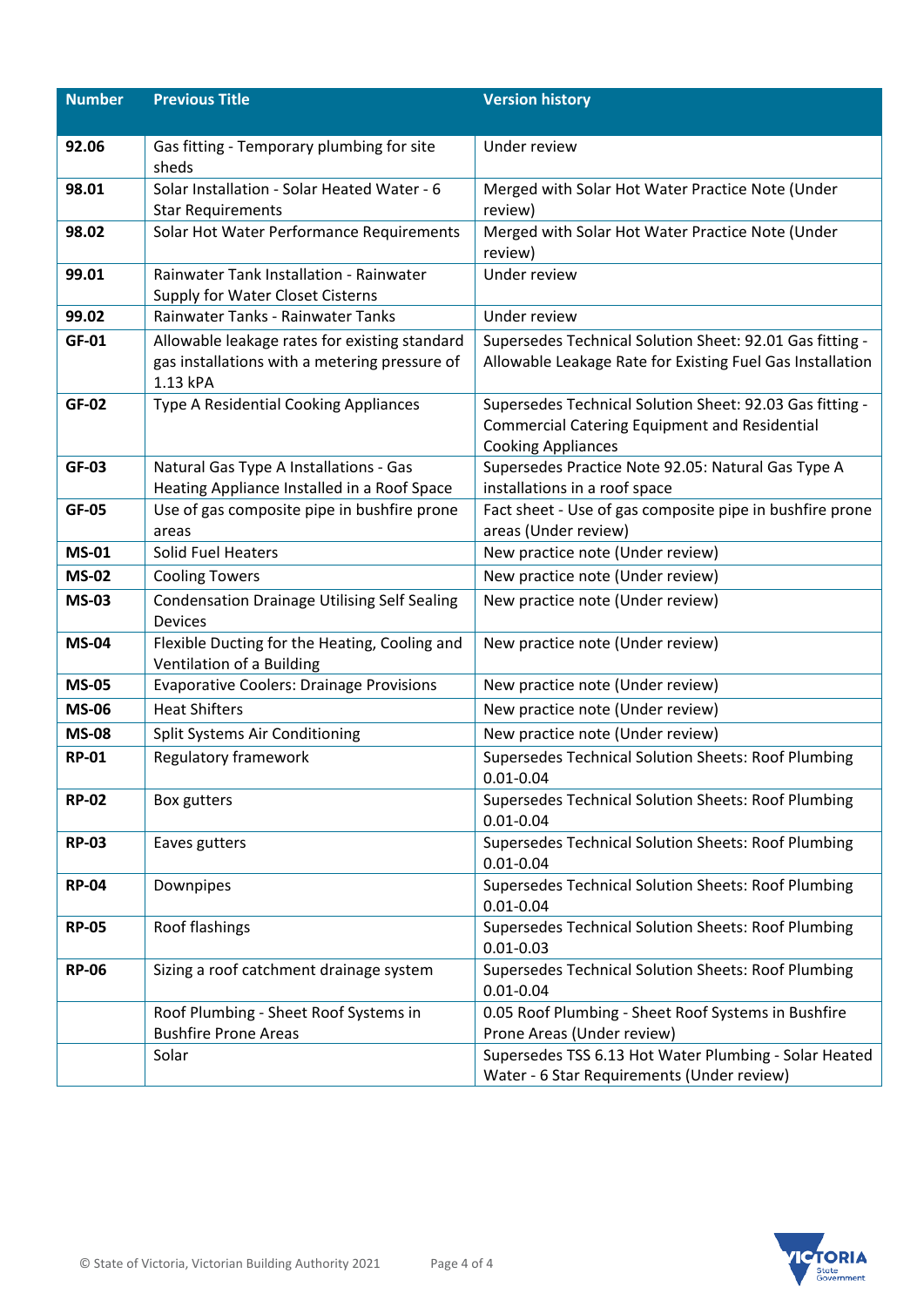| Number | Previous Title | Version history |
| --- | --- | --- |
| **92.06** | Gas fitting - Temporary plumbing for site sheds | Under review |
| **98.01** | Solar Installation - Solar Heated Water - 6 Star Requirements | Merged with Solar Hot Water Practice Note (Under review) |
| **98.02** | Solar Hot Water Performance Requirements | Merged with Solar Hot Water Practice Note (Under review) |
| **99.01** | Rainwater Tank Installation - Rainwater Supply for Water Closet Cisterns | Under review |
| **99.02** | Rainwater Tanks - Rainwater Tanks | Under review |
| **GF-01** | Allowable leakage rates for existing standard gas installations with a metering pressure of 1.13 kPA | Supersedes Technical Solution Sheet: 92.01 Gas fitting - Allowable Leakage Rate for Existing Fuel Gas Installation |
| **GF-02** | Type A Residential Cooking Appliances | Supersedes Technical Solution Sheet: 92.03 Gas fitting - Commercial Catering Equipment and Residential Cooking Appliances |
| **GF-03** | Natural Gas Type A Installations - Gas Heating Appliance Installed in a Roof Space | Supersedes Practice Note 92.05: Natural Gas Type A installations in a roof space |
| **GF-05** | Use of gas composite pipe in bushfire prone areas | Fact sheet - Use of gas composite pipe in bushfire prone areas (Under review) |
| **MS-01** | Solid Fuel Heaters | New practice note (Under review) |
| **MS-02** | Cooling Towers | New practice note (Under review) |
| **MS-03** | Condensation Drainage Utilising Self Sealing Devices | New practice note (Under review) |
| **MS-04** | Flexible Ducting for the Heating, Cooling and Ventilation of a Building | New practice note (Under review) |
| **MS-05** | Evaporative Coolers: Drainage Provisions | New practice note (Under review) |
| **MS-06** | Heat Shifters | New practice note (Under review) |
| **MS-08** | Split Systems Air Conditioning | New practice note (Under review) |
| **RP-01** | Regulatory framework | Supersedes Technical Solution Sheets: Roof Plumbing 0.01-0.04 |
| **RP-02** | Box gutters | Supersedes Technical Solution Sheets: Roof Plumbing 0.01-0.04 |
| **RP-03** | Eaves gutters | Supersedes Technical Solution Sheets: Roof Plumbing 0.01-0.04 |
| **RP-04** | Downpipes | Supersedes Technical Solution Sheets: Roof Plumbing 0.01-0.04 |
| **RP-05** | Roof flashings | Supersedes Technical Solution Sheets: Roof Plumbing 0.01-0.03 |
| **RP-06** | Sizing a roof catchment drainage system | Supersedes Technical Solution Sheets: Roof Plumbing 0.01-0.04 |
| | Roof Plumbing - Sheet Roof Systems in Bushfire Prone Areas | 0.05 Roof Plumbing - Sheet Roof Systems in Bushfire Prone Areas (Under review) |
| | Solar | Supersedes TSS 6.13 Hot Water Plumbing - Solar Heated Water - 6 Star Requirements (Under review) |

© State of Victoria, Victorian Building Authority 2021